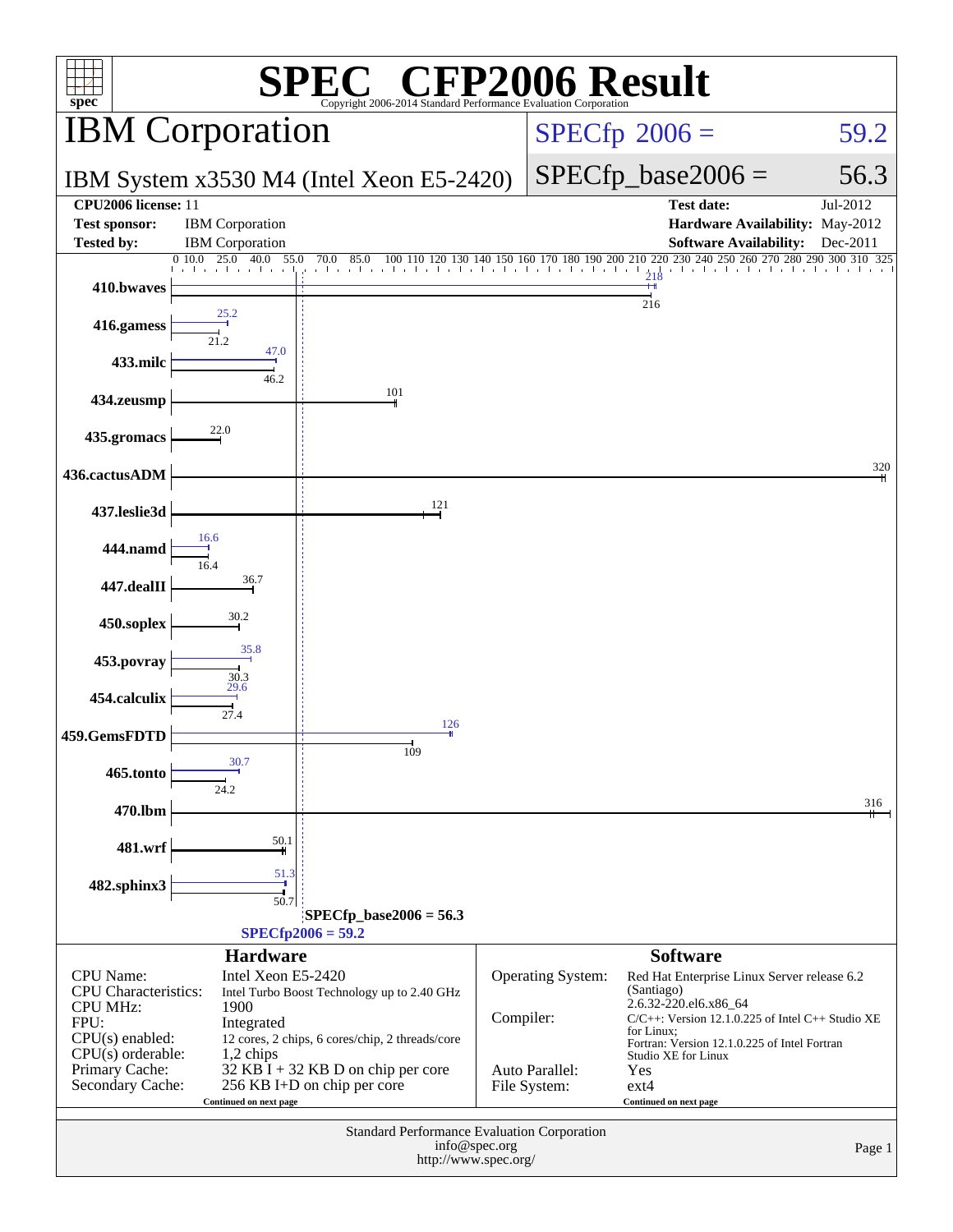# SPEC CFP2006 Result

Copyright 2006-2014 Standard Performance Evaluation Corporation

## IBM Corporation

IBM System x3530 M4 (Intel Xeon E5-2420)

SPECfp 2006 = 59.2

SPECfp_base2006 = 56.3

| | | | |
|---|---|---|---|
| **CPU2006 license:** | 11 | **Test date:** | Jul-2012 |
| **Test sponsor:** | IBM Corporation | **Hardware Availability:** | May-2012 |
| **Tested by:** | IBM Corporation | **Software Availability:** | Dec-2011 |

| Benchmark | Peak | Base |
|---|---|---|
| 410.bwaves | 218 | 216 |
| 416.gamess | 25.2 | 21.2 |
| 433.milc | 47.0 | 46.2 |
| 434.zeusmp | | 101 |
| 435.gromacs | | 22.0 |
| 436.cactusADM | | 320 |
| 437.leslie3d | | 121 |
| 444.namd | 16.6 | 16.4 |
| 447.dealII | | 36.7 |
| 450.soplex | | 30.2 |
| 453.povray | 35.8 | 30.3 |
| 454.calculix | 29.6 | 27.4 |
| 459.GemsFDTD | 126 | 109 |
| 465.tonto | 30.7 | 24.2 |
| 470.lbm | | 316 |
| 481.wrf | | 50.1 |
| 482.sphinx3 | 51.3 | 50.7 |

SPECfp_base2006 = 56.3

SPECfp2006 = 59.2

### Hardware

| | |
|---|---|
| CPU Name: | Intel Xeon E5-2420 |
| CPU Characteristics: | Intel Turbo Boost Technology up to 2.40 GHz |
| CPU MHz: | 1900 |
| FPU: | Integrated |
| CPU(s) enabled: | 12 cores, 2 chips, 6 cores/chip, 2 threads/core |
| CPU(s) orderable: | 1,2 chips |
| Primary Cache: | 32 KB I + 32 KB D on chip per core |
| Secondary Cache: | 256 KB I+D on chip per core |

Continued on next page

### Software

| | |
|---|---|
| Operating System: | Red Hat Enterprise Linux Server release 6.2 (Santiago) 2.6.32-220.el6.x86_64 |
| Compiler: | C/C++: Version 12.1.0.225 of Intel C++ Studio XE for Linux; Fortran: Version 12.1.0.225 of Intel Fortran Studio XE for Linux |
| Auto Parallel: | Yes |
| File System: | ext4 |

Continued on next page

Standard Performance Evaluation Corporation
info@spec.org
http://www.spec.org/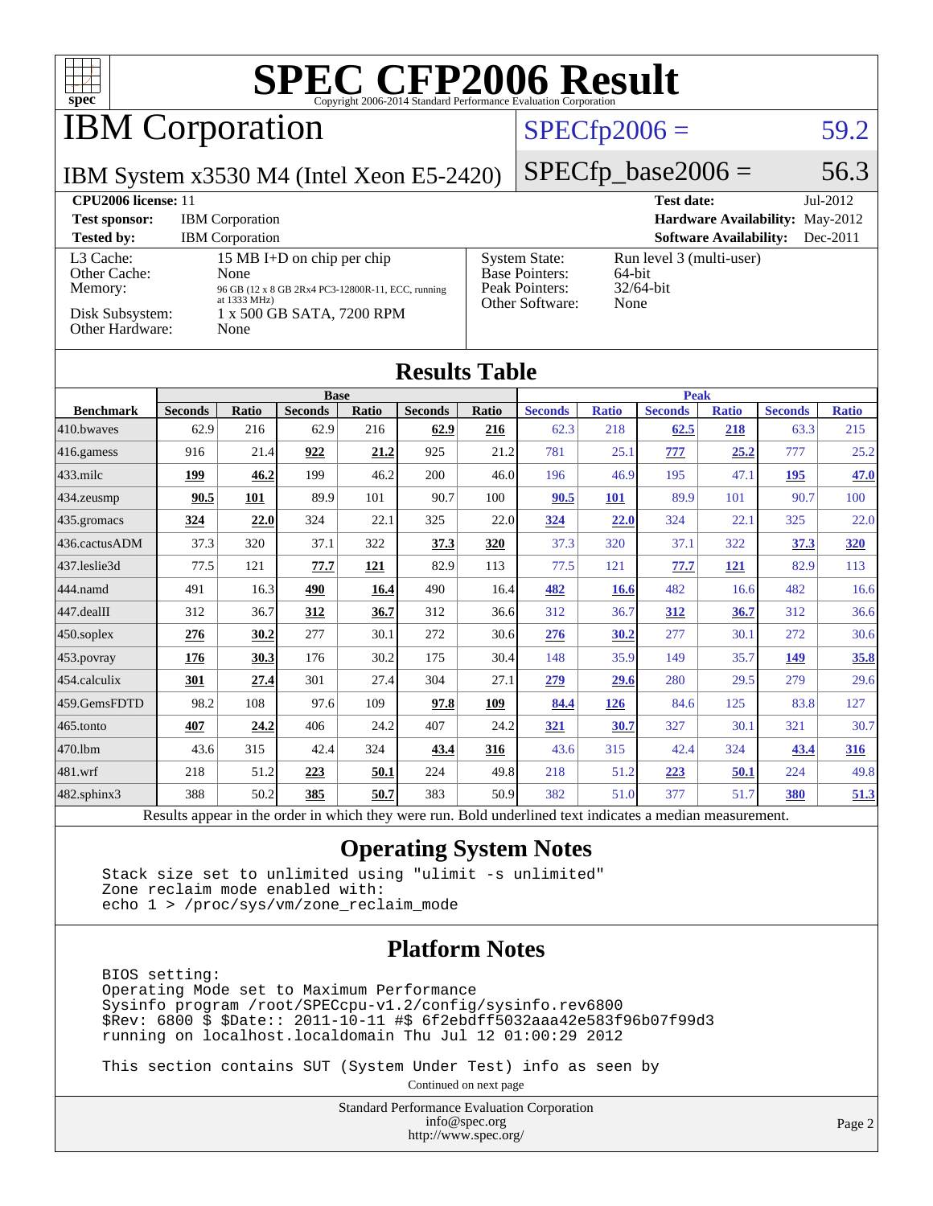# SPEC CFP2006 Result

Copyright 2006-2014 Standard Performance Evaluation Corporation

# IBM Corporation

IBM System x3530 M4 (Intel Xeon E5-2420)

SPECfp2006 = 59.2

SPECfp_base2006 = 56.3

**CPU2006 license:** 11

**Test sponsor:** IBM Corporation

**Tested by:** IBM Corporation

**Test date:** Jul-2012

**Hardware Availability:** May-2012

**Software Availability:** Dec-2011

| | |
|---|---|
| L3 Cache: | 15 MB I+D on chip per chip |
| Other Cache: | None |
| Memory: | 96 GB (12 x 8 GB 2Rx4 PC3-12800R-11, ECC, running at 1333 MHz) |
| Disk Subsystem: | 1 x 500 GB SATA, 7200 RPM |
| Other Hardware: | None |

| | |
|---|---|
| System State: | Run level 3 (multi-user) |
| Base Pointers: | 64-bit |
| Peak Pointers: | 32/64-bit |
| Other Software: | None |

## Results Table

| Benchmark | Base | | | | | | Peak | | | | | |
|---|---|---|---|---|---|---|---|---|---|---|---|---|
| | Seconds | Ratio | Seconds | Ratio | Seconds | Ratio | Seconds | Ratio | Seconds | Ratio | Seconds | Ratio |
| 410.bwaves | 62.9 | 216 | 62.9 | 216 | **62.9** | **216** | 62.3 | 218 | **62.5** | **218** | 63.3 | 215 |
| 416.gamess | 916 | 21.4 | **922** | **21.2** | 925 | 21.2 | 781 | 25.1 | **777** | **25.2** | 777 | 25.2 |
| 433.milc | **199** | **46.2** | 199 | 46.2 | 200 | 46.0 | 196 | 46.9 | 195 | 47.1 | **195** | **47.0** |
| 434.zeusmp | **90.5** | **101** | 89.9 | 101 | 90.7 | 100 | **90.5** | **101** | 89.9 | 101 | 90.7 | 100 |
| 435.gromacs | **324** | **22.0** | 324 | 22.1 | 325 | 22.0 | **324** | **22.0** | 324 | 22.1 | 325 | 22.0 |
| 436.cactusADM | 37.3 | 320 | 37.1 | 322 | **37.3** | **320** | 37.3 | 320 | 37.1 | 322 | **37.3** | **320** |
| 437.leslie3d | 77.5 | 121 | **77.7** | **121** | 82.9 | 113 | 77.5 | 121 | **77.7** | **121** | 82.9 | 113 |
| 444.namd | 491 | 16.3 | **490** | **16.4** | 490 | 16.4 | **482** | **16.6** | 482 | 16.6 | 482 | 16.6 |
| 447.dealII | 312 | 36.7 | **312** | **36.7** | 312 | 36.6 | 312 | 36.7 | **312** | **36.7** | 312 | 36.6 |
| 450.soplex | **276** | **30.2** | 277 | 30.1 | 272 | 30.6 | **276** | **30.2** | 277 | 30.1 | 272 | 30.6 |
| 453.povray | **176** | **30.3** | 176 | 30.2 | 175 | 30.4 | 148 | 35.9 | 149 | 35.7 | **149** | **35.8** |
| 454.calculix | **301** | **27.4** | 301 | 27.4 | 304 | 27.1 | **279** | **29.6** | 280 | 29.5 | 279 | 29.6 |
| 459.GemsFDTD | 98.2 | 108 | 97.6 | 109 | **97.8** | **109** | **84.4** | **126** | 84.6 | 125 | 83.8 | 127 |
| 465.tonto | **407** | **24.2** | 406 | 24.2 | 407 | 24.2 | **321** | **30.7** | 327 | 30.1 | 321 | 30.7 |
| 470.lbm | 43.6 | 315 | 42.4 | 324 | **43.4** | **316** | 43.6 | 315 | 42.4 | 324 | **43.4** | **316** |
| 481.wrf | 218 | 51.2 | **223** | **50.1** | 224 | 49.8 | 218 | 51.2 | **223** | **50.1** | 224 | 49.8 |
| 482.sphinx3 | 388 | 50.2 | **385** | **50.7** | 383 | 50.9 | 382 | 51.0 | 377 | 51.7 | **380** | **51.3** |

Results appear in the order in which they were run. Bold underlined text indicates a median measurement.

## Operating System Notes

```
Stack size set to unlimited using "ulimit -s unlimited"
Zone reclaim mode enabled with:
echo 1 > /proc/sys/vm/zone_reclaim_mode
```

## Platform Notes

```
BIOS setting:
Operating Mode set to Maximum Performance
Sysinfo program /root/SPECcpu-v1.2/config/sysinfo.rev6800
$Rev: 6800 $ $Date:: 2011-10-11 #$ 6f2ebdff5032aaa42e583f96b07f99d3
running on localhost.localdomain Thu Jul 12 01:00:29 2012

This section contains SUT (System Under Test) info as seen by
```

Continued on next page

Standard Performance Evaluation Corporation
info@spec.org
http://www.spec.org/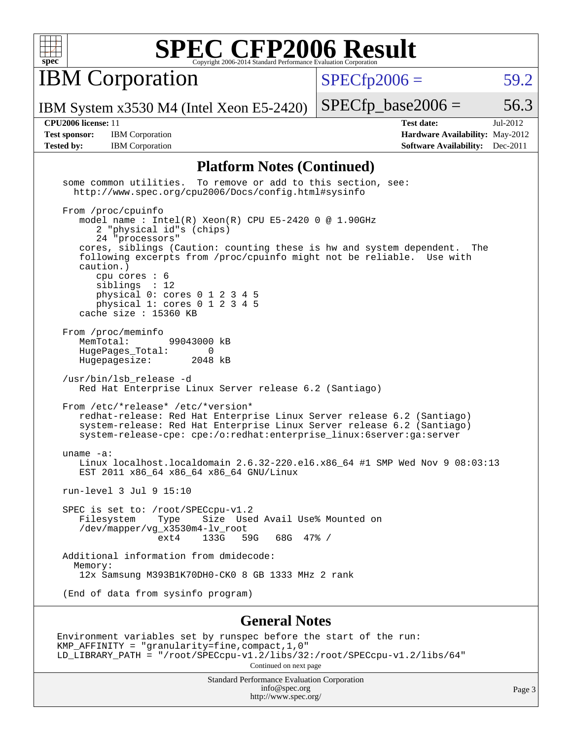# SPEC CFP2006 Result

Copyright 2006-2014 Standard Performance Evaluation Corporation

## IBM Corporation

IBM System x3530 M4 (Intel Xeon E5-2420)

SPECfp2006 = 59.2

SPECfp_base2006 = 56.3

**CPU2006 license:** 11
**Test sponsor:** IBM Corporation
**Tested by:** IBM Corporation

**Test date:** Jul-2012
**Hardware Availability:** May-2012
**Software Availability:** Dec-2011

## Platform Notes (Continued)

```
some common utilities.  To remove or add to this section, see:
  http://www.spec.org/cpu2006/Docs/config.html#sysinfo

From /proc/cpuinfo
   model name : Intel(R) Xeon(R) CPU E5-2420 0 @ 1.90GHz
      2 "physical id"s (chips)
      24 "processors"
   cores, siblings (Caution: counting these is hw and system dependent.  The
   following excerpts from /proc/cpuinfo might not be reliable.  Use with
   caution.)
      cpu cores : 6
      siblings  : 12
      physical 0: cores 0 1 2 3 4 5
      physical 1: cores 0 1 2 3 4 5
   cache size : 15360 KB

From /proc/meminfo
   MemTotal:       99043000 kB
   HugePages_Total:       0
   Hugepagesize:       2048 kB

/usr/bin/lsb_release -d
   Red Hat Enterprise Linux Server release 6.2 (Santiago)

From /etc/*release* /etc/*version*
   redhat-release: Red Hat Enterprise Linux Server release 6.2 (Santiago)
   system-release: Red Hat Enterprise Linux Server release 6.2 (Santiago)
   system-release-cpe: cpe:/o:redhat:enterprise_linux:6server:ga:server

uname -a:
   Linux localhost.localdomain 2.6.32-220.el6.x86_64 #1 SMP Wed Nov 9 08:03:13
   EST 2011 x86_64 x86_64 x86_64 GNU/Linux

run-level 3 Jul 9 15:10

SPEC is set to: /root/SPECcpu-v1.2
   Filesystem    Type    Size  Used Avail Use% Mounted on
   /dev/mapper/vg_x3530m4-lv_root
                 ext4    133G   59G   68G  47% /

Additional information from dmidecode:
  Memory:
   12x Samsung M393B1K70DH0-CK0 8 GB 1333 MHz 2 rank

(End of data from sysinfo program)
```

## General Notes

```
Environment variables set by runspec before the start of the run:
KMP_AFFINITY = "granularity=fine,compact,1,0"
LD_LIBRARY_PATH = "/root/SPECcpu-v1.2/libs/32:/root/SPECcpu-v1.2/libs/64"
```

Continued on next page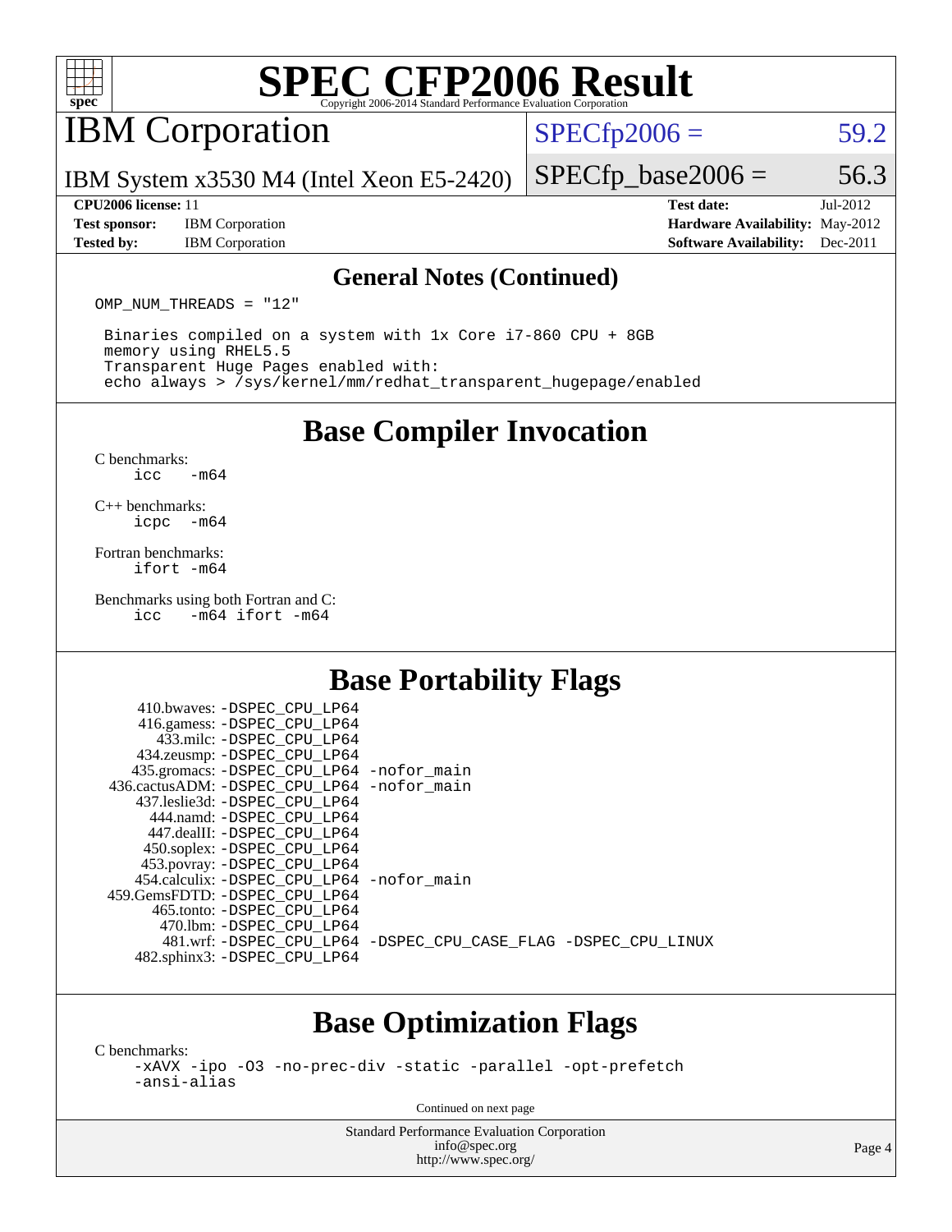# SPEC CFP2006 Result

## IBM Corporation

IBM System x3530 M4 (Intel Xeon E5-2420)

SPECfp2006 = 59.2

SPECfp_base2006 = 56.3

| | | | |
|---|---|---|---|
| **CPU2006 license:** 11 | | **Test date:** | Jul-2012 |
| **Test sponsor:** | IBM Corporation | **Hardware Availability:** | May-2012 |
| **Tested by:** | IBM Corporation | **Software Availability:** | Dec-2011 |

### General Notes (Continued)

```
OMP_NUM_THREADS = "12"

 Binaries compiled on a system with 1x Core i7-860 CPU + 8GB
 memory using RHEL5.5
 Transparent Huge Pages enabled with:
 echo always > /sys/kernel/mm/redhat_transparent_hugepage/enabled
```

## Base Compiler Invocation

C benchmarks:
```
icc   -m64
```

C++ benchmarks:
```
icpc  -m64
```

Fortran benchmarks:
```
ifort -m64
```

Benchmarks using both Fortran and C:
```
icc   -m64 ifort -m64
```

## Base Portability Flags

| Benchmark | Flags |
|---|---|
| 410.bwaves: | -DSPEC_CPU_LP64 |
| 416.gamess: | -DSPEC_CPU_LP64 |
| 433.milc: | -DSPEC_CPU_LP64 |
| 434.zeusmp: | -DSPEC_CPU_LP64 |
| 435.gromacs: | -DSPEC_CPU_LP64 -nofor_main |
| 436.cactusADM: | -DSPEC_CPU_LP64 -nofor_main |
| 437.leslie3d: | -DSPEC_CPU_LP64 |
| 444.namd: | -DSPEC_CPU_LP64 |
| 447.dealII: | -DSPEC_CPU_LP64 |
| 450.soplex: | -DSPEC_CPU_LP64 |
| 453.povray: | -DSPEC_CPU_LP64 |
| 454.calculix: | -DSPEC_CPU_LP64 -nofor_main |
| 459.GemsFDTD: | -DSPEC_CPU_LP64 |
| 465.tonto: | -DSPEC_CPU_LP64 |
| 470.lbm: | -DSPEC_CPU_LP64 |
| 481.wrf: | -DSPEC_CPU_LP64 -DSPEC_CPU_CASE_FLAG -DSPEC_CPU_LINUX |
| 482.sphinx3: | -DSPEC_CPU_LP64 |

## Base Optimization Flags

C benchmarks:
```
-xAVX -ipo -O3 -no-prec-div -static -parallel -opt-prefetch
-ansi-alias
```

Continued on next page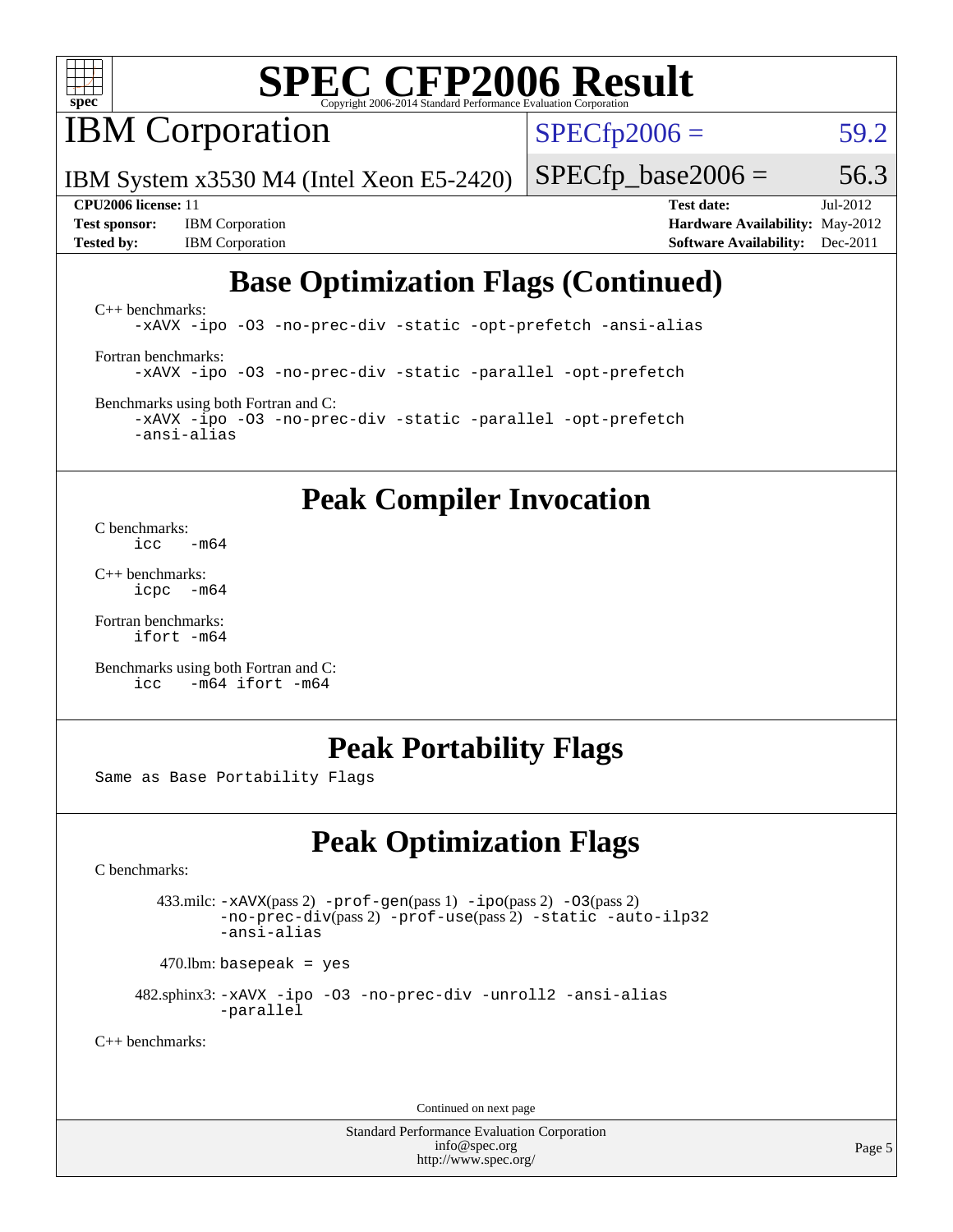# SPEC CFP2006 Result

Copyright 2006-2014 Standard Performance Evaluation Corporation

## IBM Corporation

IBM System x3530 M4 (Intel Xeon E5-2420)

SPECfp2006 = 59.2

SPECfp_base2006 = 56.3

**CPU2006 license:** 11
**Test sponsor:** IBM Corporation
**Tested by:** IBM Corporation

**Test date:** Jul-2012
**Hardware Availability:** May-2012
**Software Availability:** Dec-2011

## Base Optimization Flags (Continued)

C++ benchmarks:

```
-xAVX -ipo -O3 -no-prec-div -static -opt-prefetch -ansi-alias
```

Fortran benchmarks:

```
-xAVX -ipo -O3 -no-prec-div -static -parallel -opt-prefetch
```

Benchmarks using both Fortran and C:

```
-xAVX -ipo -O3 -no-prec-div -static -parallel -opt-prefetch
-ansi-alias
```

## Peak Compiler Invocation

C benchmarks:

```
icc   -m64
```

C++ benchmarks:

```
icpc  -m64
```

Fortran benchmarks:

```
ifort -m64
```

Benchmarks using both Fortran and C:

```
icc   -m64 ifort -m64
```

## Peak Portability Flags

Same as Base Portability Flags

## Peak Optimization Flags

C benchmarks:

433.milc: -xAVX(pass 2) -prof-gen(pass 1) -ipo(pass 2) -O3(pass 2) -no-prec-div(pass 2) -prof-use(pass 2) -static -auto-ilp32 -ansi-alias

470.lbm: basepeak = yes

482.sphinx3: -xAVX -ipo -O3 -no-prec-div -unroll2 -ansi-alias -parallel

C++ benchmarks:

Continued on next page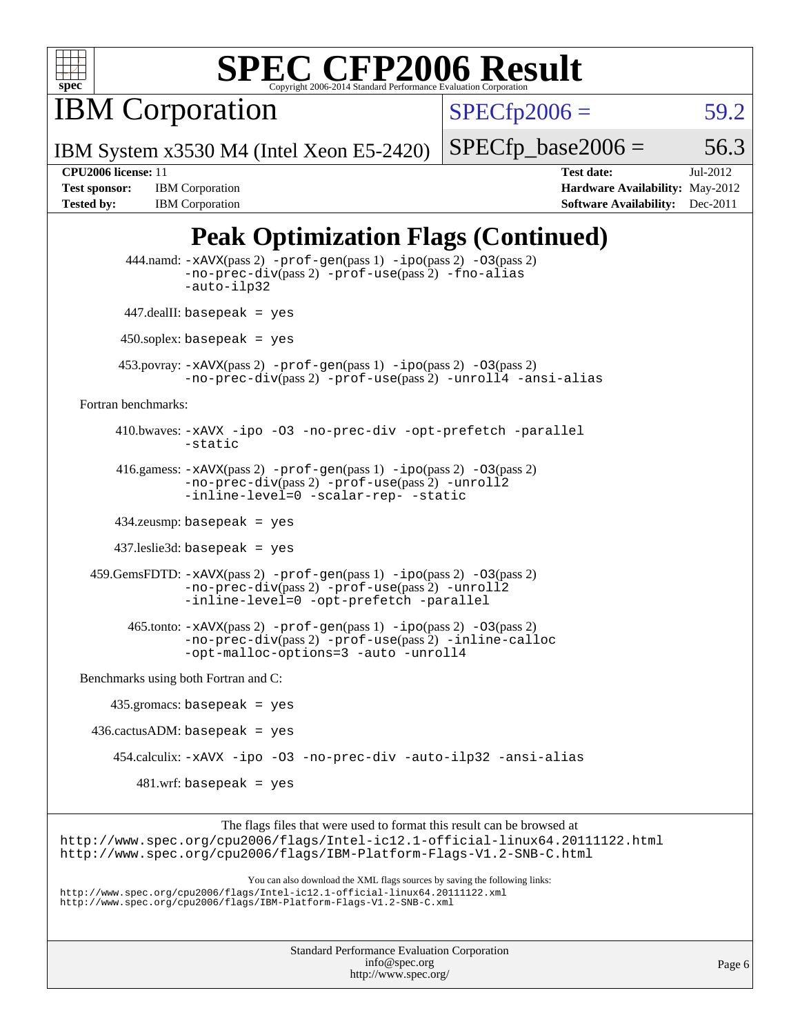# SPEC CFP2006 Result

Copyright 2006-2014 Standard Performance Evaluation Corporation

## IBM Corporation

IBM System x3530 M4 (Intel Xeon E5-2420)

SPECfp2006 = 59.2

SPECfp_base2006 = 56.3

**CPU2006 license:** 11
**Test sponsor:** IBM Corporation
**Tested by:** IBM Corporation

**Test date:** Jul-2012
**Hardware Availability:** May-2012
**Software Availability:** Dec-2011

## Peak Optimization Flags (Continued)

444.namd: -xAVX(pass 2) -prof-gen(pass 1) -ipo(pass 2) -O3(pass 2) -no-prec-div(pass 2) -prof-use(pass 2) -fno-alias -auto-ilp32

447.dealII: basepeak = yes

450.soplex: basepeak = yes

453.povray: -xAVX(pass 2) -prof-gen(pass 1) -ipo(pass 2) -O3(pass 2) -no-prec-div(pass 2) -prof-use(pass 2) -unroll4 -ansi-alias

Fortran benchmarks:

410.bwaves: -xAVX -ipo -O3 -no-prec-div -opt-prefetch -parallel -static

416.gamess: -xAVX(pass 2) -prof-gen(pass 1) -ipo(pass 2) -O3(pass 2) -no-prec-div(pass 2) -prof-use(pass 2) -unroll2 -inline-level=0 -scalar-rep- -static

434.zeusmp: basepeak = yes

437.leslie3d: basepeak = yes

459.GemsFDTD: -xAVX(pass 2) -prof-gen(pass 1) -ipo(pass 2) -O3(pass 2) -no-prec-div(pass 2) -prof-use(pass 2) -unroll2 -inline-level=0 -opt-prefetch -parallel

465.tonto: -xAVX(pass 2) -prof-gen(pass 1) -ipo(pass 2) -O3(pass 2) -no-prec-div(pass 2) -prof-use(pass 2) -inline-calloc -opt-malloc-options=3 -auto -unroll4

Benchmarks using both Fortran and C:

435.gromacs: basepeak = yes

436.cactusADM: basepeak = yes

454.calculix: -xAVX -ipo -O3 -no-prec-div -auto-ilp32 -ansi-alias

481.wrf: basepeak = yes

The flags files that were used to format this result can be browsed at
http://www.spec.org/cpu2006/flags/Intel-ic12.1-official-linux64.20111122.html
http://www.spec.org/cpu2006/flags/IBM-Platform-Flags-V1.2-SNB-C.html

You can also download the XML flags sources by saving the following links:
http://www.spec.org/cpu2006/flags/Intel-ic12.1-official-linux64.20111122.xml
http://www.spec.org/cpu2006/flags/IBM-Platform-Flags-V1.2-SNB-C.xml

Standard Performance Evaluation Corporation
info@spec.org
http://www.spec.org/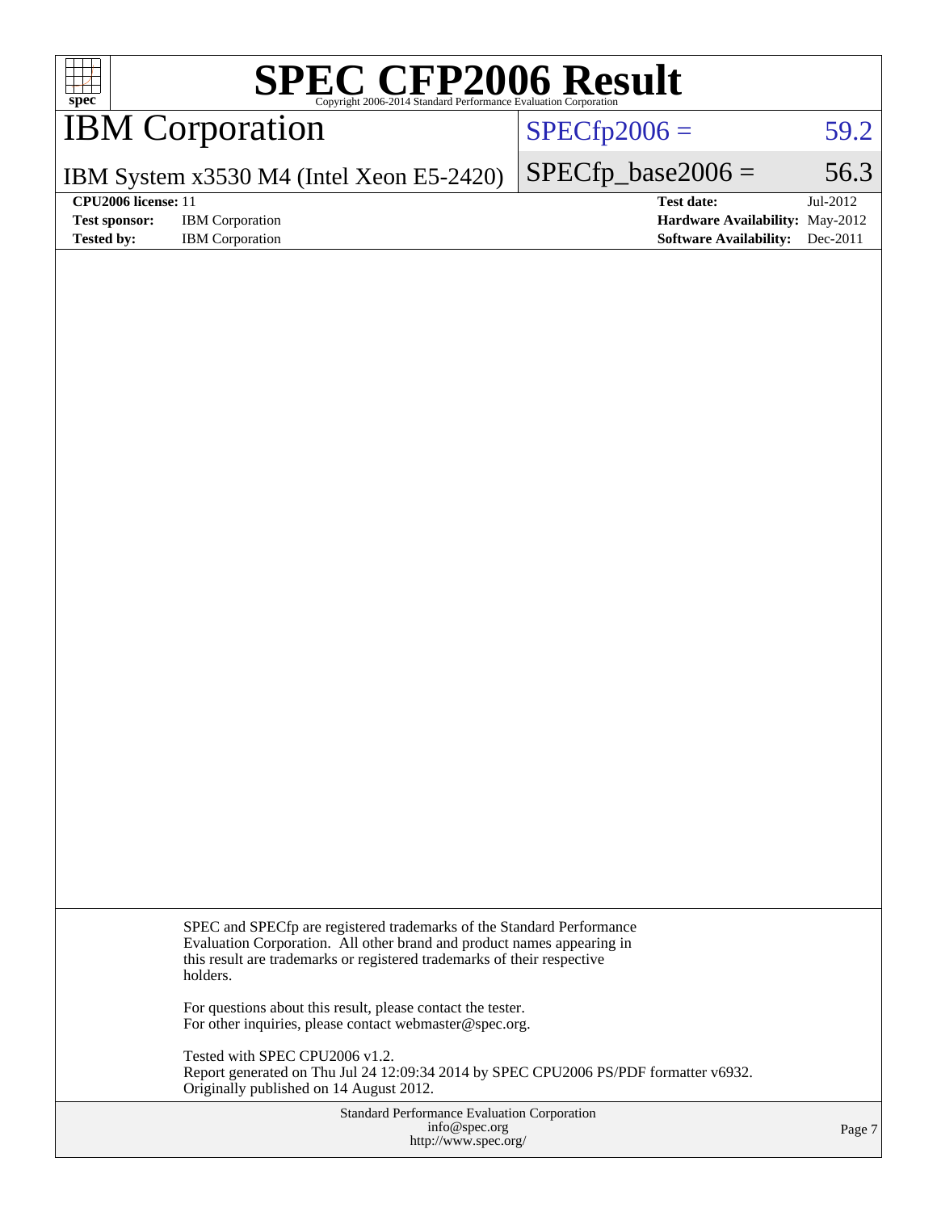# SPEC CFP2006 Result

Copyright 2006-2014 Standard Performance Evaluation Corporation

## IBM Corporation

IBM System x3530 M4 (Intel Xeon E5-2420)

SPECfp2006 = 59.2

SPECfp_base2006 = 56.3

**CPU2006 license:** 11

**Test sponsor:** IBM Corporation

**Tested by:** IBM Corporation

**Test date:** Jul-2012

**Hardware Availability:** May-2012

**Software Availability:** Dec-2011

SPEC and SPECfp are registered trademarks of the Standard Performance Evaluation Corporation. All other brand and product names appearing in this result are trademarks or registered trademarks of their respective holders.

For questions about this result, please contact the tester.
For other inquiries, please contact webmaster@spec.org.

Tested with SPEC CPU2006 v1.2.
Report generated on Thu Jul 24 12:09:34 2014 by SPEC CPU2006 PS/PDF formatter v6932.
Originally published on 14 August 2012.

Standard Performance Evaluation Corporation
info@spec.org
http://www.spec.org/